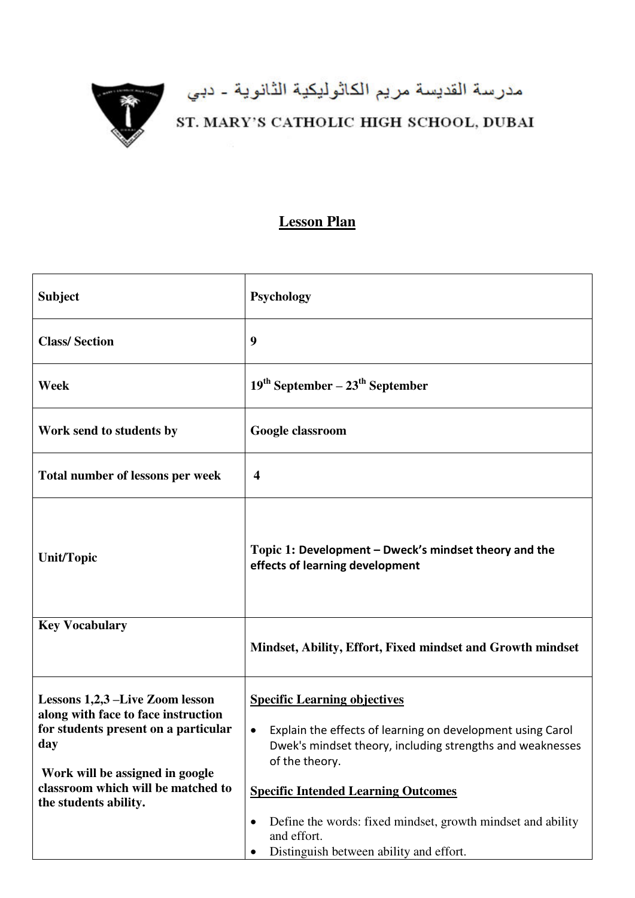مدرسة القديسة مريم الكاثوليكية الثانوية - دبي

ST. MARY'S CATHOLIC HIGH SCHOOL, DUBAI

# Lesson Plan

| | |
|---|---|
| **Subject** | **Psychology** |
| **Class/ Section** | **9** |
| **Week** | **19th September – 23th September** |
| **Work send to students by** | **Google classroom** |
| **Total number of lessons per week** | **4** |
| **Unit/Topic** | **Topic 1: Development – Dweck's mindset theory and the effects of learning development** |
| **Key Vocabulary** | **Mindset, Ability, Effort, Fixed mindset and Growth mindset** |
| **Lessons 1,2,3 –Live Zoom lesson along with face to face instruction for students present on a particular day**<br><br>**Work will be assigned in google classroom which will be matched to the students ability.** | **Specific Learning objectives**<br><br>• Explain the effects of learning on development using Carol Dwek's mindset theory, including strengths and weaknesses of the theory.<br><br>**Specific Intended Learning Outcomes**<br><br>• Define the words: fixed mindset, growth mindset and ability and effort.<br>• Distinguish between ability and effort. |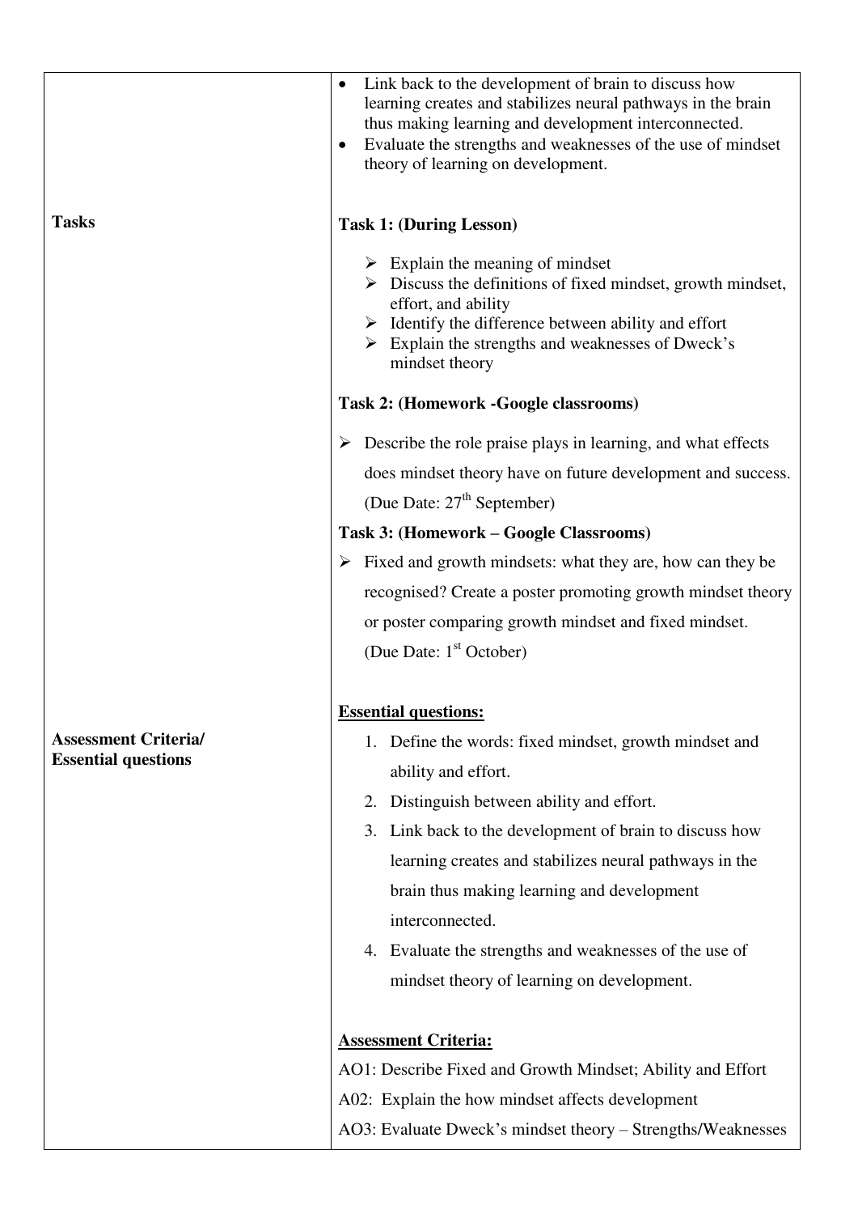| | |
|---|---|
| | • Link back to the development of brain to discuss how learning creates and stabilizes neural pathways in the brain thus making learning and development interconnected.<br>• Evaluate the strengths and weaknesses of the use of mindset theory of learning on development. |
| **Tasks** | **Task 1: (During Lesson)**<br>➢ Explain the meaning of mindset<br>➢ Discuss the definitions of fixed mindset, growth mindset, effort, and ability<br>➢ Identify the difference between ability and effort<br>➢ Explain the strengths and weaknesses of Dweck's mindset theory<br><br>**Task 2: (Homework -Google classrooms)**<br>➢ Describe the role praise plays in learning, and what effects does mindset theory have on future development and success. (Due Date: 27th September)<br><br>**Task 3: (Homework – Google Classrooms)**<br>➢ Fixed and growth mindsets: what they are, how can they be recognised? Create a poster promoting growth mindset theory or poster comparing growth mindset and fixed mindset. (Due Date: 1st October) |
| **Assessment Criteria/ Essential questions** | **Essential questions:**<br>1. Define the words: fixed mindset, growth mindset and ability and effort.<br>2. Distinguish between ability and effort.<br>3. Link back to the development of brain to discuss how learning creates and stabilizes neural pathways in the brain thus making learning and development interconnected.<br>4. Evaluate the strengths and weaknesses of the use of mindset theory of learning on development.<br><br>**Assessment Criteria:**<br>AO1: Describe Fixed and Growth Mindset; Ability and Effort<br>A02: Explain the how mindset affects development<br>AO3: Evaluate Dweck's mindset theory – Strengths/Weaknesses |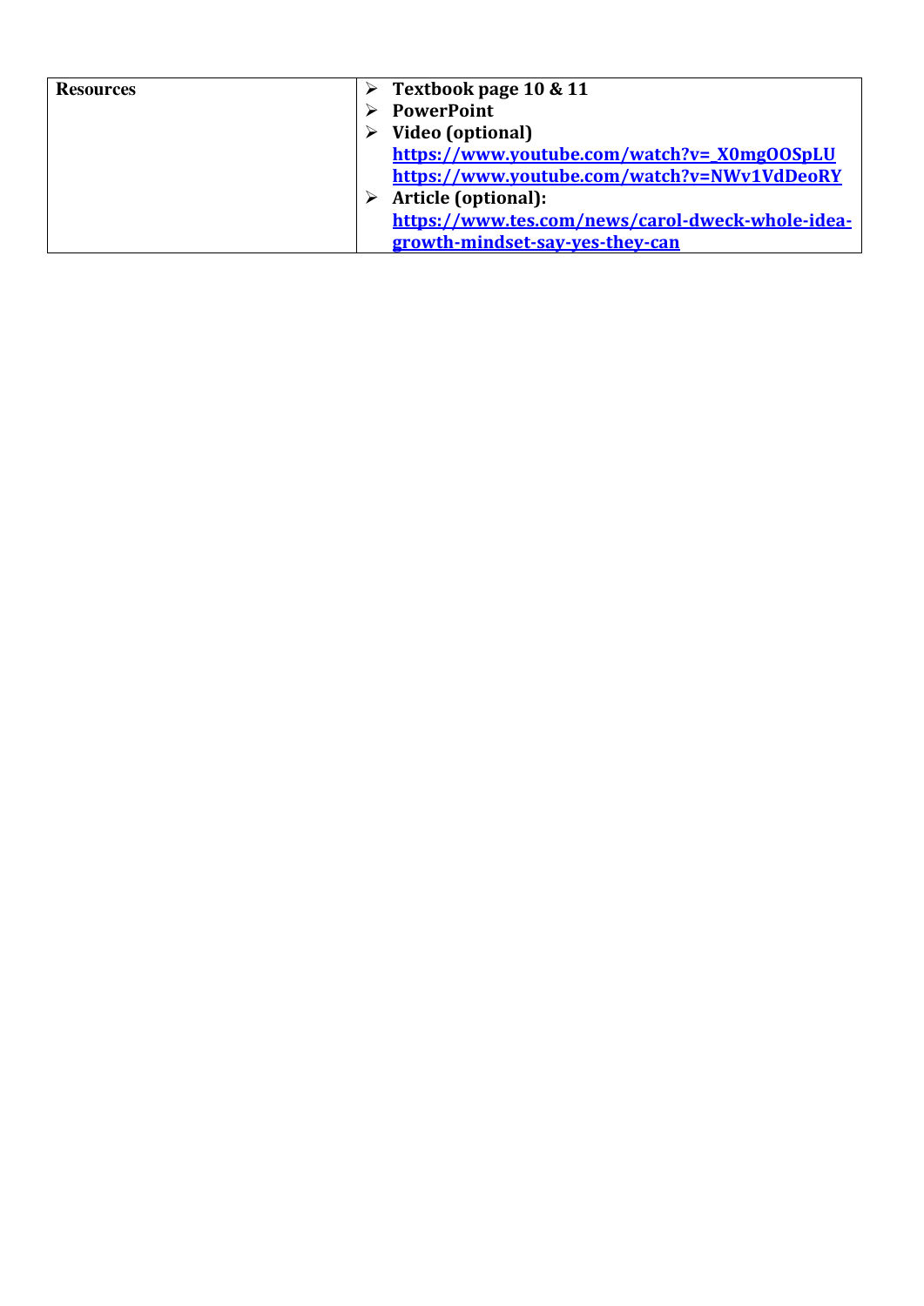| | |
|---|---|
| **Resources** | ➢ **Textbook page 10 & 11**<br>➢ **PowerPoint**<br>➢ **Video (optional)**<br>**https://www.youtube.com/watch?v=_X0mgOOSpLU**<br>**https://www.youtube.com/watch?v=NWv1VdDeoRY**<br>➢ **Article (optional):**<br>**https://www.tes.com/news/carol-dweck-whole-idea-growth-mindset-say-yes-they-can** |